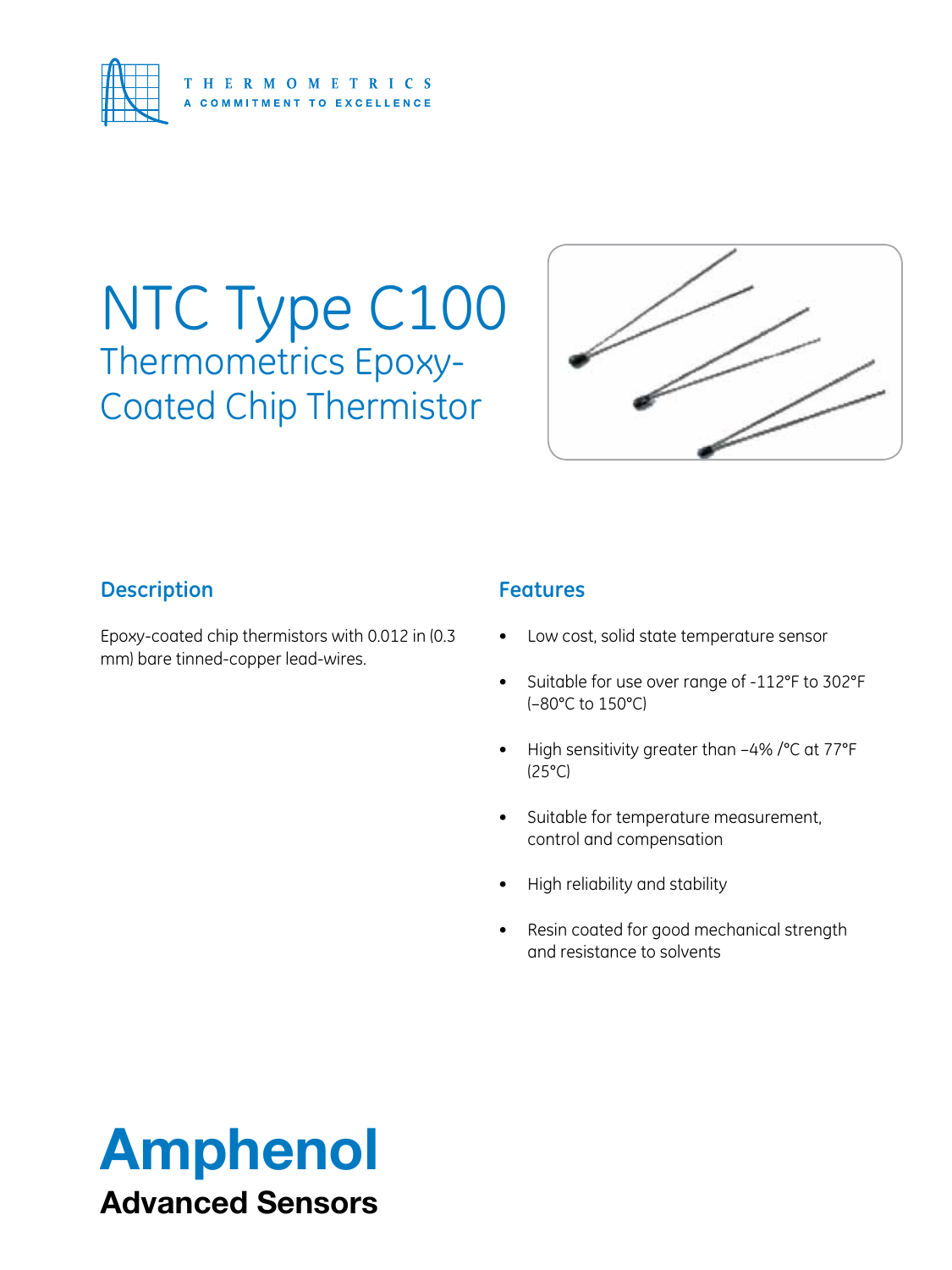THERMOMETRICS

A COMMITMENT TO EXCELLENCE

# NTC Type C100

## Thermometrics Epoxy-Coated Chip Thermistor

### Description

Epoxy-coated chip thermistors with 0.012 in (0.3 mm) bare tinned-copper lead-wires.

### Features

- Low cost, solid state temperature sensor
- Suitable for use over range of -112°F to 302°F (–80°C to 150°C)
- High sensitivity greater than –4% /°C at 77°F (25°C)
- Suitable for temperature measurement, control and compensation
- High reliability and stability
- Resin coated for good mechanical strength and resistance to solvents

**Amphenol**

**Advanced Sensors**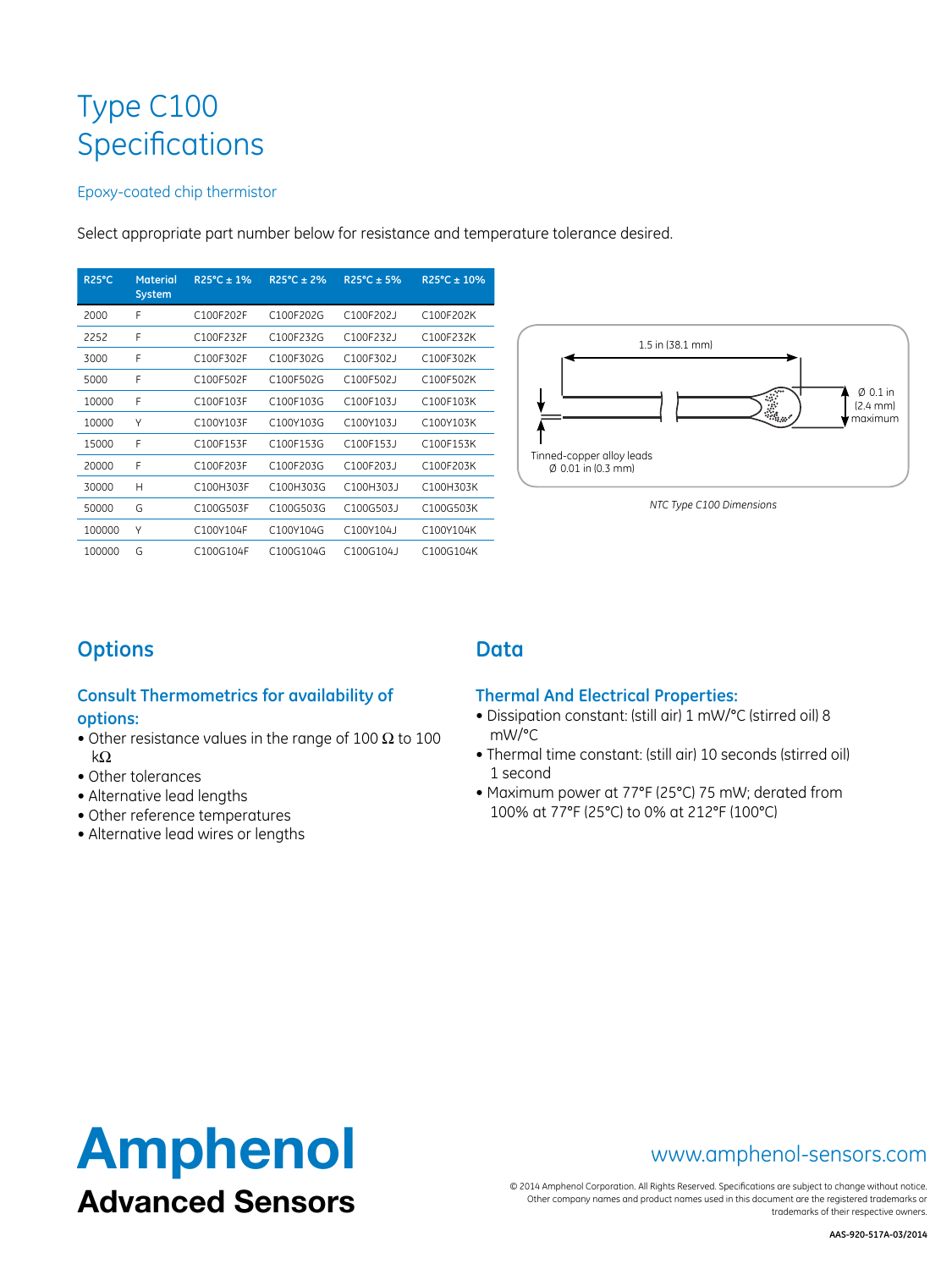# Type C100 Specifications

Epoxy-coated chip thermistor

Select appropriate part number below for resistance and temperature tolerance desired.

| R25°C | Material System | R25°C ± 1% | R25°C ± 2% | R25°C ± 5% | R25°C ± 10% |
|---|---|---|---|---|---|
| 2000 | F | C100F202F | C100F202G | C100F202J | C100F202K |
| 2252 | F | C100F232F | C100F232G | C100F232J | C100F232K |
| 3000 | F | C100F302F | C100F302G | C100F302J | C100F302K |
| 5000 | F | C100F502F | C100F502G | C100F502J | C100F502K |
| 10000 | F | C100F103F | C100F103G | C100F103J | C100F103K |
| 10000 | Y | C100Y103F | C100Y103G | C100Y103J | C100Y103K |
| 15000 | F | C100F153F | C100F153G | C100F153J | C100F153K |
| 20000 | F | C100F203F | C100F203G | C100F203J | C100F203K |
| 30000 | H | C100H303F | C100H303G | C100H303J | C100H303K |
| 50000 | G | C100G503F | C100G503G | C100G503J | C100G503K |
| 100000 | Y | C100Y104F | C100Y104G | C100Y104J | C100Y104K |
| 100000 | G | C100G104F | C100G104G | C100G104J | C100G104K |

1.5 in (38.1 mm)

Ø 0.1 in (2.4 mm) maximum

Tinned-copper alloy leads Ø 0.01 in (0.3 mm)

*NTC Type C100 Dimensions*

## Options

### Consult Thermometrics for availability of options:

- Other resistance values in the range of 100 Ω to 100 kΩ
- Other tolerances
- Alternative lead lengths
- Other reference temperatures
- Alternative lead wires or lengths

## Data

### Thermal And Electrical Properties:

- Dissipation constant: (still air) 1 mW/°C (stirred oil) 8 mW/°C
- Thermal time constant: (still air) 10 seconds (stirred oil) 1 second
- Maximum power at 77°F (25°C) 75 mW; derated from 100% at 77°F (25°C) to 0% at 212°F (100°C)

**Amphenol**
**Advanced Sensors**

www.amphenol-sensors.com

© 2014 Amphenol Corporation. All Rights Reserved. Specifications are subject to change without notice. Other company names and product names used in this document are the registered trademarks or trademarks of their respective owners.

AAS-920-517A-03/2014